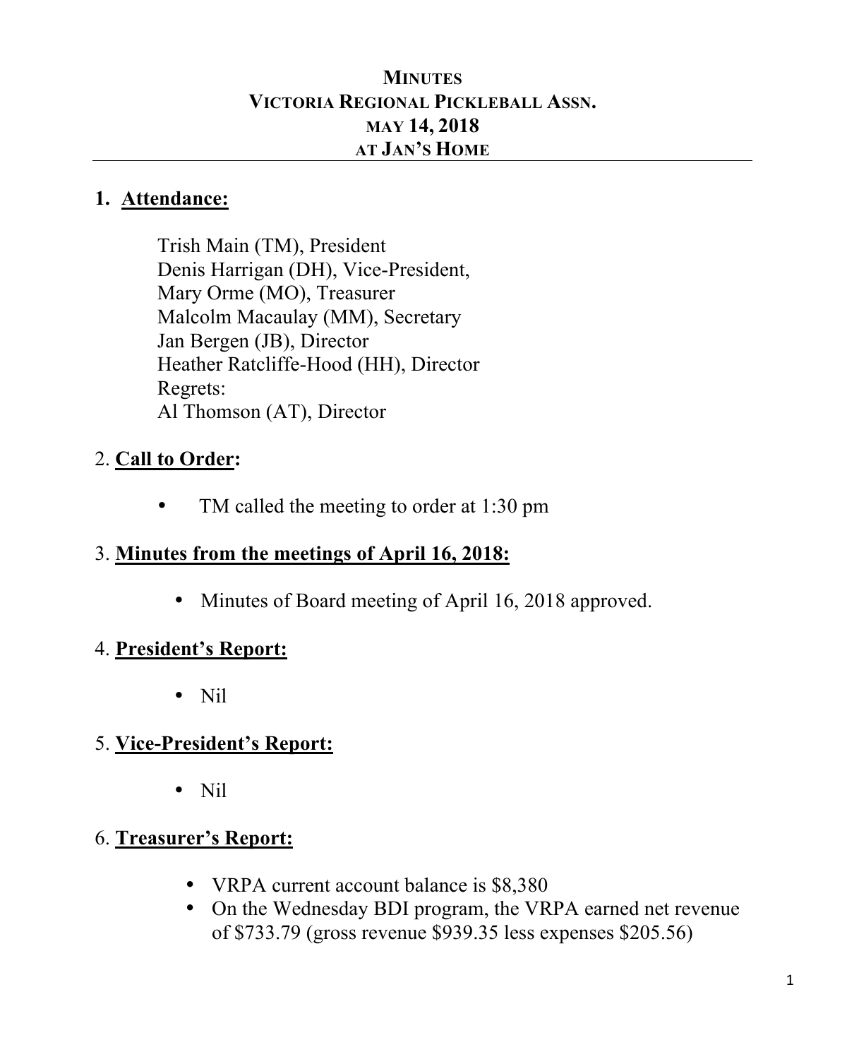# MINUTES
# VICTORIA REGIONAL PICKLEBALL ASSN.
## MAY 14, 2018
## AT JAN'S HOME

## 1. Attendance:

Trish Main (TM), President
Denis Harrigan (DH), Vice-President,
Mary Orme (MO), Treasurer
Malcolm Macaulay (MM), Secretary
Jan Bergen (JB), Director
Heather Ratcliffe-Hood (HH), Director
Regrets:
Al Thomson (AT), Director

## 2. Call to Order:

- TM called the meeting to order at 1:30 pm

## 3. Minutes from the meetings of April 16, 2018:

- Minutes of Board meeting of April 16, 2018 approved.

## 4. President's Report:

- Nil

## 5. Vice-President's Report:

- Nil

## 6. Treasurer's Report:

- VRPA current account balance is $8,380
- On the Wednesday BDI program, the VRPA earned net revenue of $733.79 (gross revenue $939.35 less expenses $205.56)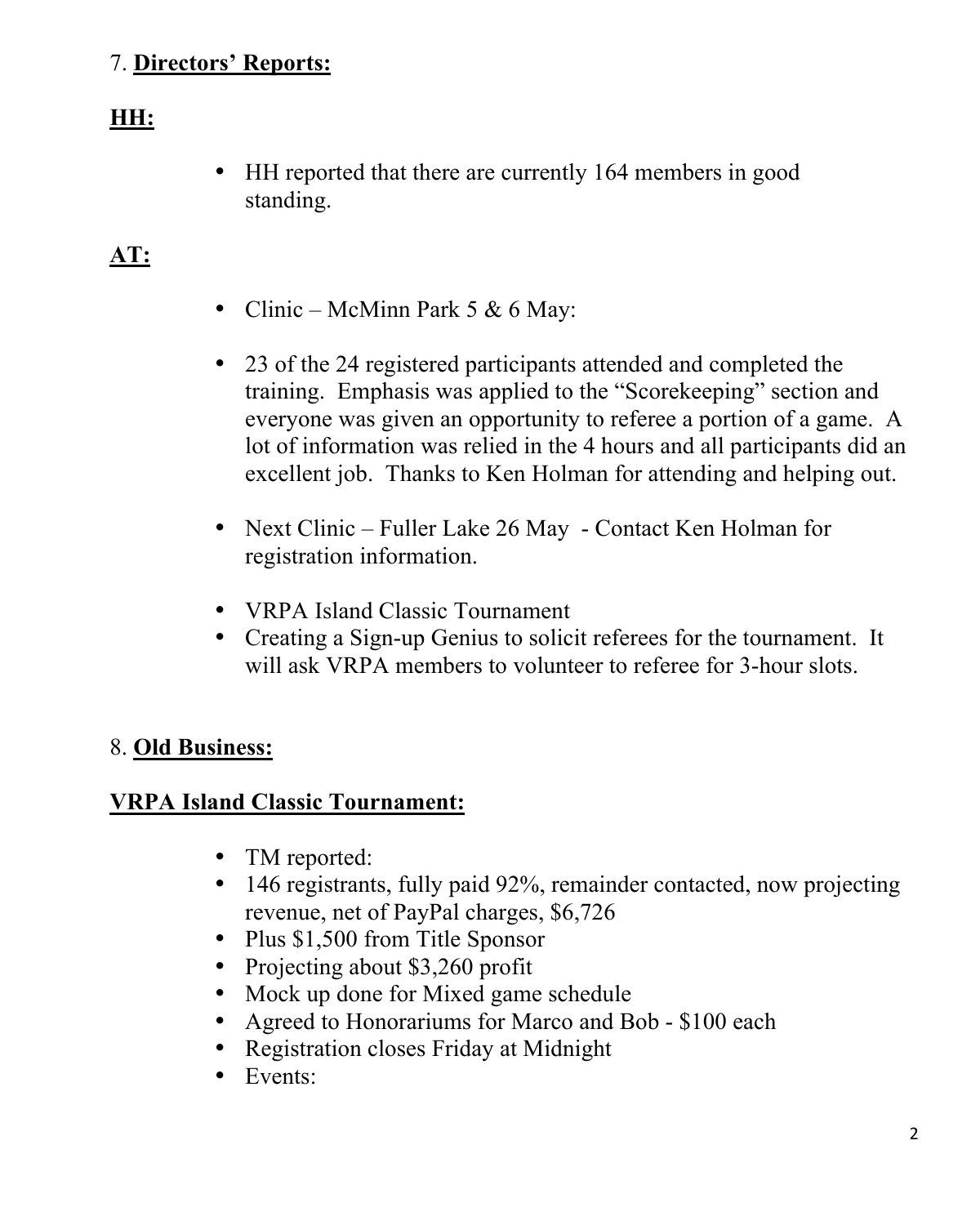7. **Directors' Reports:**

**HH:**

- HH reported that there are currently 164 members in good standing.

**AT:**

- Clinic – McMinn Park 5 & 6 May:

- 23 of the 24 registered participants attended and completed the training. Emphasis was applied to the "Scorekeeping" section and everyone was given an opportunity to referee a portion of a game. A lot of information was relied in the 4 hours and all participants did an excellent job. Thanks to Ken Holman for attending and helping out.

- Next Clinic – Fuller Lake 26 May - Contact Ken Holman for registration information.

- VRPA Island Classic Tournament
- Creating a Sign-up Genius to solicit referees for the tournament. It will ask VRPA members to volunteer to referee for 3-hour slots.

8. **Old Business:**

**VRPA Island Classic Tournament:**

- TM reported:
- 146 registrants, fully paid 92%, remainder contacted, now projecting revenue, net of PayPal charges, $6,726
- Plus $1,500 from Title Sponsor
- Projecting about $3,260 profit
- Mock up done for Mixed game schedule
- Agreed to Honorariums for Marco and Bob - $100 each
- Registration closes Friday at Midnight
- Events: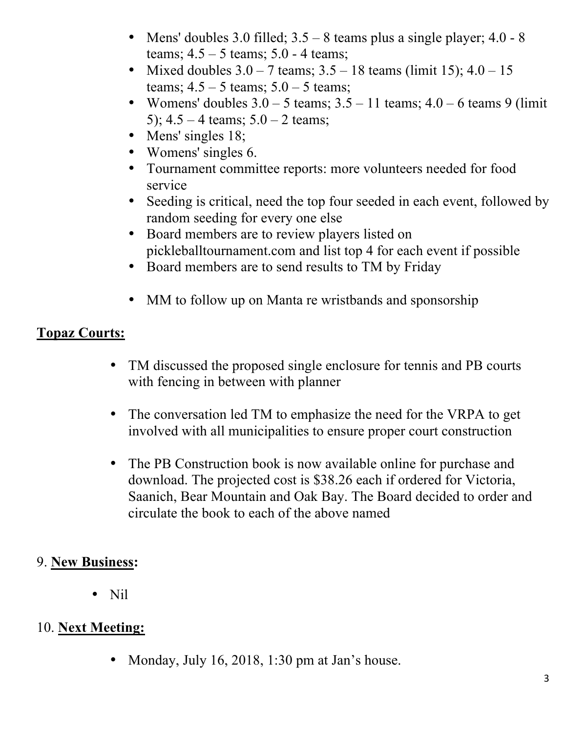- Mens' doubles 3.0 filled; 3.5 – 8 teams plus a single player; 4.0 - 8 teams; 4.5 – 5 teams; 5.0 - 4 teams;
- Mixed doubles 3.0 – 7 teams; 3.5 – 18 teams (limit 15); 4.0 – 15 teams; 4.5 – 5 teams; 5.0 – 5 teams;
- Womens' doubles 3.0 – 5 teams; 3.5 – 11 teams; 4.0 – 6 teams 9 (limit 5); 4.5 – 4 teams; 5.0 – 2 teams;
- Mens' singles 18;
- Womens' singles 6.
- Tournament committee reports: more volunteers needed for food service
- Seeding is critical, need the top four seeded in each event, followed by random seeding for every one else
- Board members are to review players listed on pickleballtournament.com and list top 4 for each event if possible
- Board members are to send results to TM by Friday
- MM to follow up on Manta re wristbands and sponsorship

**<u>Topaz Courts:</u>**

- TM discussed the proposed single enclosure for tennis and PB courts with fencing in between with planner
- The conversation led TM to emphasize the need for the VRPA to get involved with all municipalities to ensure proper court construction
- The PB Construction book is now available online for purchase and download. The projected cost is $38.26 each if ordered for Victoria, Saanich, Bear Mountain and Oak Bay. The Board decided to order and circulate the book to each of the above named

9. **<u>New Business</u>:**

- Nil

10. **<u>Next Meeting:</u>**

- Monday, July 16, 2018, 1:30 pm at Jan's house.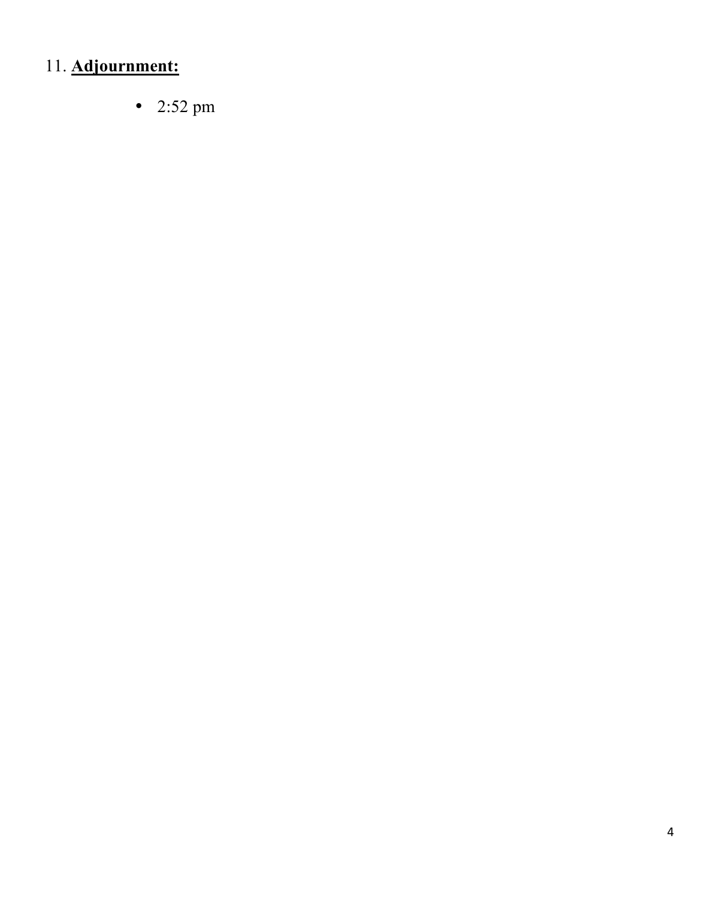11. **Adjournment:**

- 2:52 pm